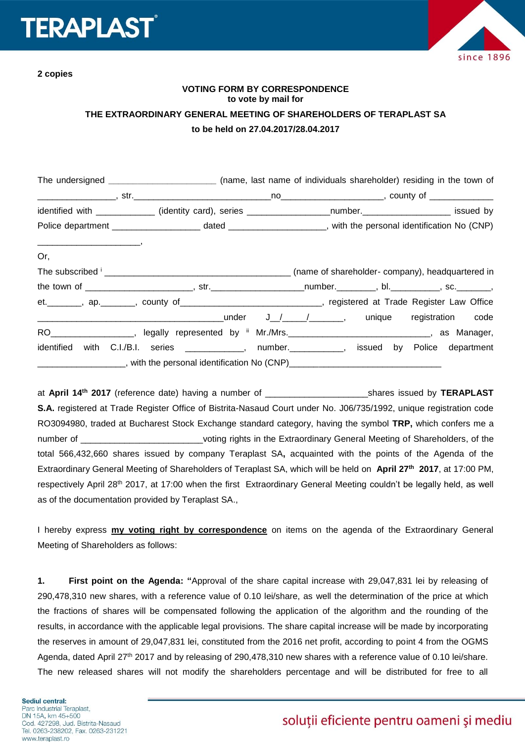**2 copies**

**VOTING FORM BY CORRESPONDENCE**
**to vote by mail for**

**THE EXTRAORDINARY GENERAL MEETING OF SHAREHOLDERS OF TERAPLAST SA**

**to be held on 27.04.2017/28.04.2017**

The undersigned ______________________ (name, last name of individuals shareholder) residing in the town of ________________, str.____________________________no____________________, county of _____________ identified with ____________ (identity card), series _________________number.__________________ issued by Police department __________________ dated ____________________, with the personal identification No (CNP) _____________________,

Or,

The subscribed [i] ______________________________________ (name of shareholder- company), headquartered in the town of ______________________, str.___________________number.________, bl.__________, sc._______, et._______, ap._______, county of_____________________________, registered at Trade Register Law Office _______________________________________under J__/_____/_______, unique registration code RO_________________, legally represented by [ii] Mr./Mrs.______________________________, as Manager, identified with C.I./B.I. series ____________, number.___________, issued by Police department __________________, with the personal identification No (CNP)________________________________

at **April 14th 2017** (reference date) having a number of _____________________shares issued by **TERAPLAST S.A.** registered at Trade Register Office of Bistrita-Nasaud Court under No. J06/735/1992, unique registration code RO3094980, traded at Bucharest Stock Exchange standard category, having the symbol **TRP,** which confers me a number of _________________________voting rights in the Extraordinary General Meeting of Shareholders, of the total 566,432,660 shares issued by company Teraplast SA**,** acquainted with the points of the Agenda of the Extraordinary General Meeting of Shareholders of Teraplast SA, which will be held on **April 27th 2017**, at 17:00 PM, respectively April 28th 2017, at 17:00 when the first Extraordinary General Meeting couldn't be legally held, as well as of the documentation provided by Teraplast SA.,

I hereby express **my voting right by correspondence** on items on the agenda of the Extraordinary General Meeting of Shareholders as follows:

**1. First point on the Agenda: "**Approval of the share capital increase with 29,047,831 lei by releasing of 290,478,310 new shares, with a reference value of 0.10 lei/share, as well the determination of the price at which the fractions of shares will be compensated following the application of the algorithm and the rounding of the results, in accordance with the applicable legal provisions. The share capital increase will be made by incorporating the reserves in amount of 29,047,831 lei, constituted from the 2016 net profit, according to point 4 from the OGMS Agenda, dated April 27th 2017 and by releasing of 290,478,310 new shares with a reference value of 0.10 lei/share. The new released shares will not modify the shareholders percentage and will be distributed for free to all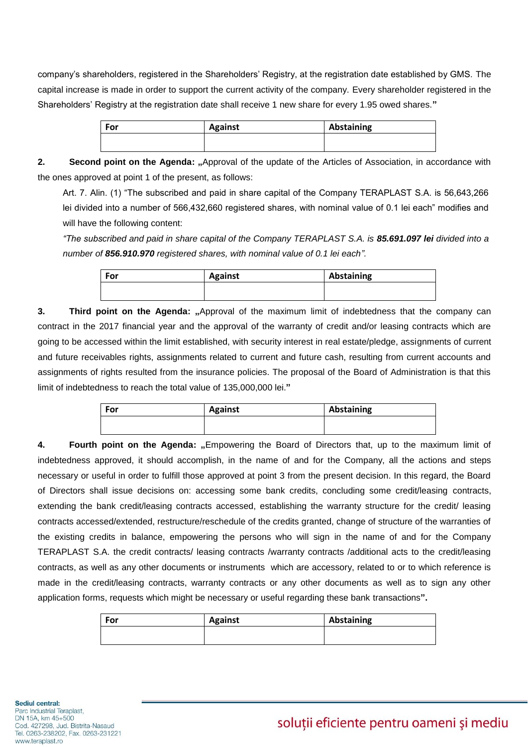company's shareholders, registered in the Shareholders' Registry, at the registration date established by GMS. The capital increase is made in order to support the current activity of the company. Every shareholder registered in the Shareholders' Registry at the registration date shall receive 1 new share for every 1.95 owed shares.**"**

| For | Against | Abstaining |
|---|---|---|
| | | |

**2. Second point on the Agenda: „**Approval of the update of the Articles of Association, in accordance with the ones approved at point 1 of the present, as follows:

Art. 7. Alin. (1) "The subscribed and paid in share capital of the Company TERAPLAST S.A. is 56,643,266 lei divided into a number of 566,432,660 registered shares, with nominal value of 0.1 lei each" modifies and will have the following content:

*"The subscribed and paid in share capital of the Company TERAPLAST S.A. is **85.691.097 lei** divided into a number of **856.910.970** registered shares, with nominal value of 0.1 lei each".*

| For | Against | Abstaining |
|---|---|---|
| | | |

**3. Third point on the Agenda: „**Approval of the maximum limit of indebtedness that the company can contract in the 2017 financial year and the approval of the warranty of credit and/or leasing contracts which are going to be accessed within the limit established, with security interest in real estate/pledge, assignments of current and future receivables rights, assignments related to current and future cash, resulting from current accounts and assignments of rights resulted from the insurance policies. The proposal of the Board of Administration is that this limit of indebtedness to reach the total value of 135,000,000 lei.**"**

| For | Against | Abstaining |
|---|---|---|
| | | |

**4. Fourth point on the Agenda: „**Empowering the Board of Directors that, up to the maximum limit of indebtedness approved, it should accomplish, in the name of and for the Company, all the actions and steps necessary or useful in order to fulfill those approved at point 3 from the present decision. In this regard, the Board of Directors shall issue decisions on: accessing some bank credits, concluding some credit/leasing contracts, extending the bank credit/leasing contracts accessed, establishing the warranty structure for the credit/ leasing contracts accessed/extended, restructure/reschedule of the credits granted, change of structure of the warranties of the existing credits in balance, empowering the persons who will sign in the name of and for the Company TERAPLAST S.A. the credit contracts/ leasing contracts /warranty contracts /additional acts to the credit/leasing contracts, as well as any other documents or instruments which are accessory, related to or to which reference is made in the credit/leasing contracts, warranty contracts or any other documents as well as to sign any other application forms, requests which might be necessary or useful regarding these bank transactions**".**

| For | Against | Abstaining |
|---|---|---|
| | | |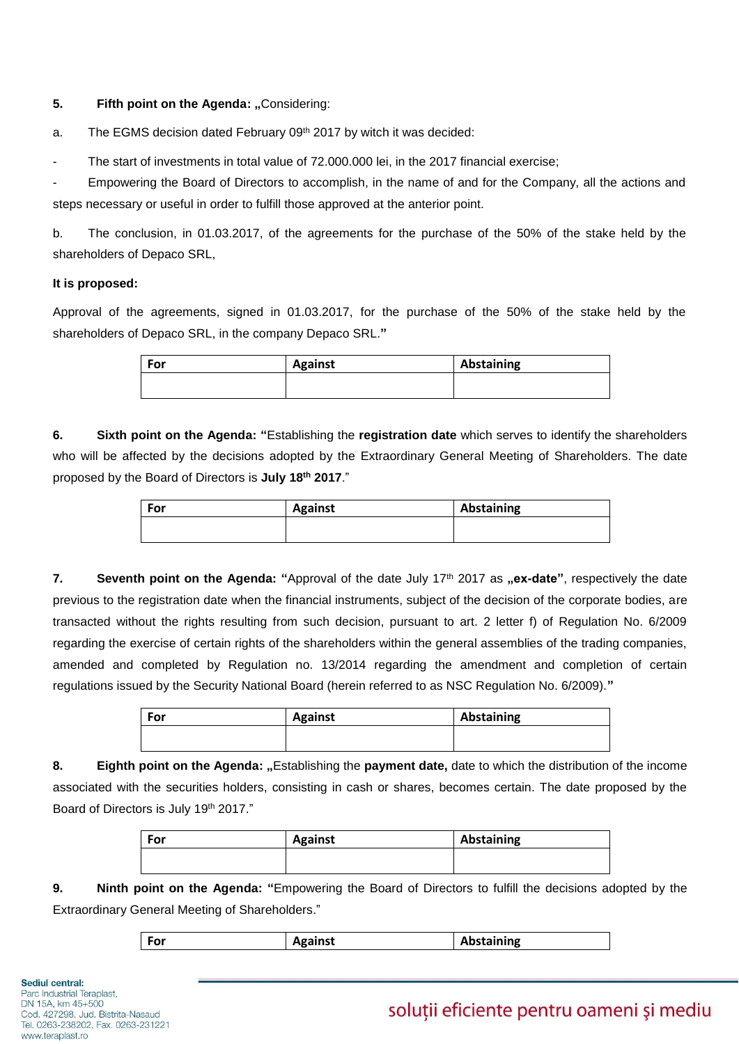**5. Fifth point on the Agenda: „**Considering:

a. The EGMS decision dated February 09th 2017 by witch it was decided:

- The start of investments in total value of 72.000.000 lei, in the 2017 financial exercise;
- Empowering the Board of Directors to accomplish, in the name of and for the Company, all the actions and steps necessary or useful in order to fulfill those approved at the anterior point.

b. The conclusion, in 01.03.2017, of the agreements for the purchase of the 50% of the stake held by the shareholders of Depaco SRL,

**It is proposed:**

Approval of the agreements, signed in 01.03.2017, for the purchase of the 50% of the stake held by the shareholders of Depaco SRL, in the company Depaco SRL.**"**

| For | Against | Abstaining |
|---|---|---|
| | | |

**6. Sixth point on the Agenda: "**Establishing the **registration date** which serves to identify the shareholders who will be affected by the decisions adopted by the Extraordinary General Meeting of Shareholders. The date proposed by the Board of Directors is **July 18th 2017**."

| For | Against | Abstaining |
|---|---|---|
| | | |

**7. Seventh point on the Agenda: "**Approval of the date July 17th 2017 as **„ex-date"**, respectively the date previous to the registration date when the financial instruments, subject of the decision of the corporate bodies, are transacted without the rights resulting from such decision, pursuant to art. 2 letter f) of Regulation No. 6/2009 regarding the exercise of certain rights of the shareholders within the general assemblies of the trading companies, amended and completed by Regulation no. 13/2014 regarding the amendment and completion of certain regulations issued by the Security National Board (herein referred to as NSC Regulation No. 6/2009).**"**

| For | Against | Abstaining |
|---|---|---|
| | | |

**8. Eighth point on the Agenda: „**Establishing the **payment date,** date to which the distribution of the income associated with the securities holders, consisting in cash or shares, becomes certain. The date proposed by the Board of Directors is July 19th 2017."

| For | Against | Abstaining |
|---|---|---|
| | | |

**9. Ninth point on the Agenda: "**Empowering the Board of Directors to fulfill the decisions adopted by the Extraordinary General Meeting of Shareholders."

| For | Against | Abstaining |
|---|---|---|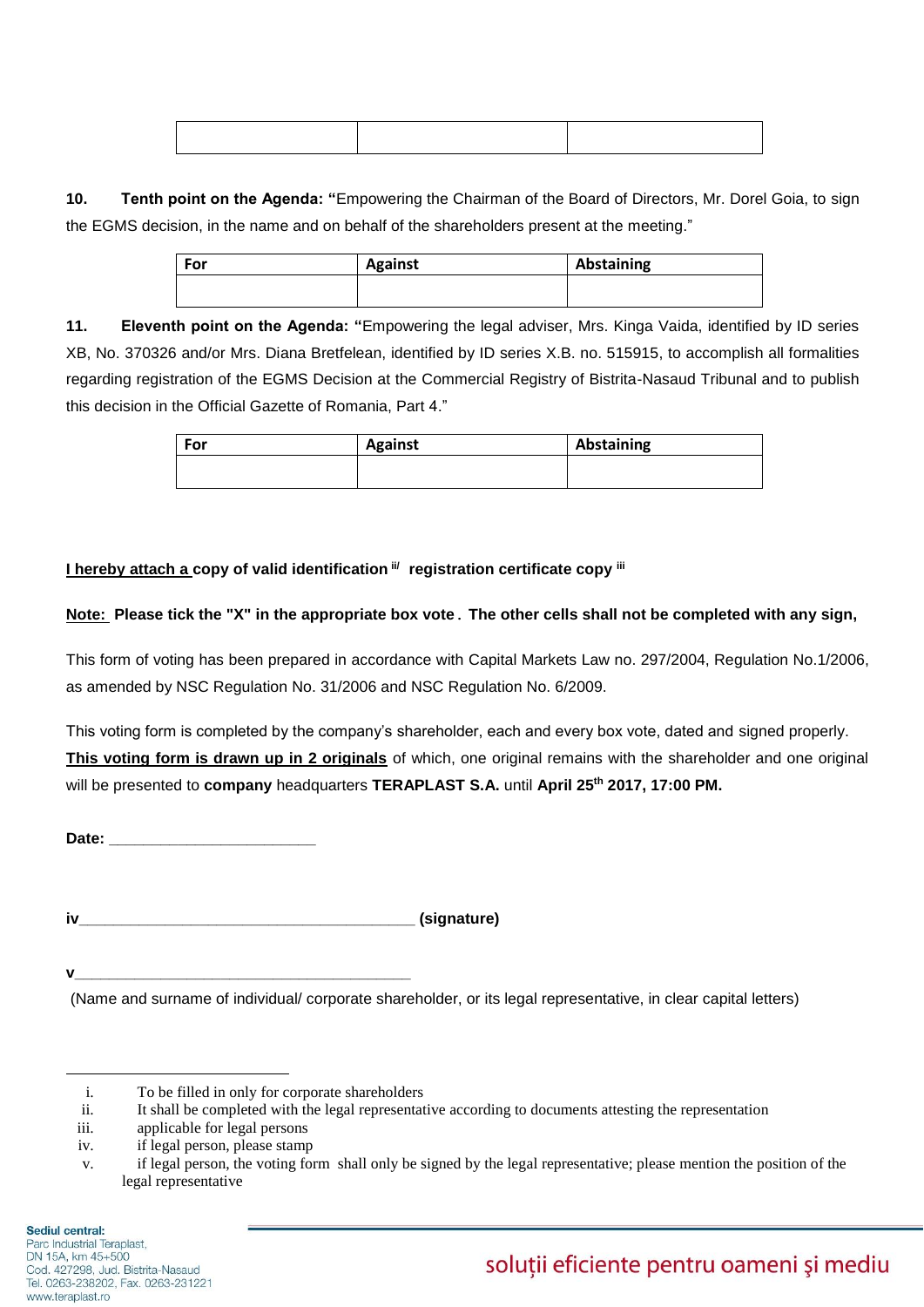| | | |
|---|---|---|
| | | |

**10. Tenth point on the Agenda: "**Empowering the Chairman of the Board of Directors, Mr. Dorel Goia, to sign the EGMS decision, in the name and on behalf of the shareholders present at the meeting."

| For | Against | Abstaining |
|---|---|---|
| | | |

**11. Eleventh point on the Agenda: "**Empowering the legal adviser, Mrs. Kinga Vaida, identified by ID series XB, No. 370326 and/or Mrs. Diana Bretfelean, identified by ID series X.B. no. 515915, to accomplish all formalities regarding registration of the EGMS Decision at the Commercial Registry of Bistrita-Nasaud Tribunal and to publish this decision in the Official Gazette of Romania, Part 4."

| For | Against | Abstaining |
|---|---|---|
| | | |

**I hereby attach a copy of valid identification [ii]/ registration certificate copy [iii]**

**Note: Please tick the "X" in the appropriate box vote . The other cells shall not be completed with any sign,**

This form of voting has been prepared in accordance with Capital Markets Law no. 297/2004, Regulation No.1/2006, as amended by NSC Regulation No. 31/2006 and NSC Regulation No. 6/2009.

This voting form is completed by the company's shareholder, each and every box vote, dated and signed properly. **This voting form is drawn up in 2 originals** of which, one original remains with the shareholder and one original will be presented to **company** headquarters **TERAPLAST S.A.** until **April 25th 2017, 17:00 PM.**

**Date:** ________________________

**iv**________________________________________ **(signature)**

**v**________________________________________

(Name and surname of individual/ corporate shareholder, or its legal representative, in clear capital letters)

---

i. To be filled in only for corporate shareholders
ii. It shall be completed with the legal representative according to documents attesting the representation
iii. applicable for legal persons
iv. if legal person, please stamp
v. if legal person, the voting form shall only be signed by the legal representative; please mention the position of the legal representative

**Sediul central:**
Parc Industrial Teraplast,
DN 15A, km 45+500
Cod. 427298, Jud. Bistrita-Nasaud
Tel. 0263-238202, Fax. 0263-231221
www.teraplast.ro

soluții eficiente pentru oameni şi mediu